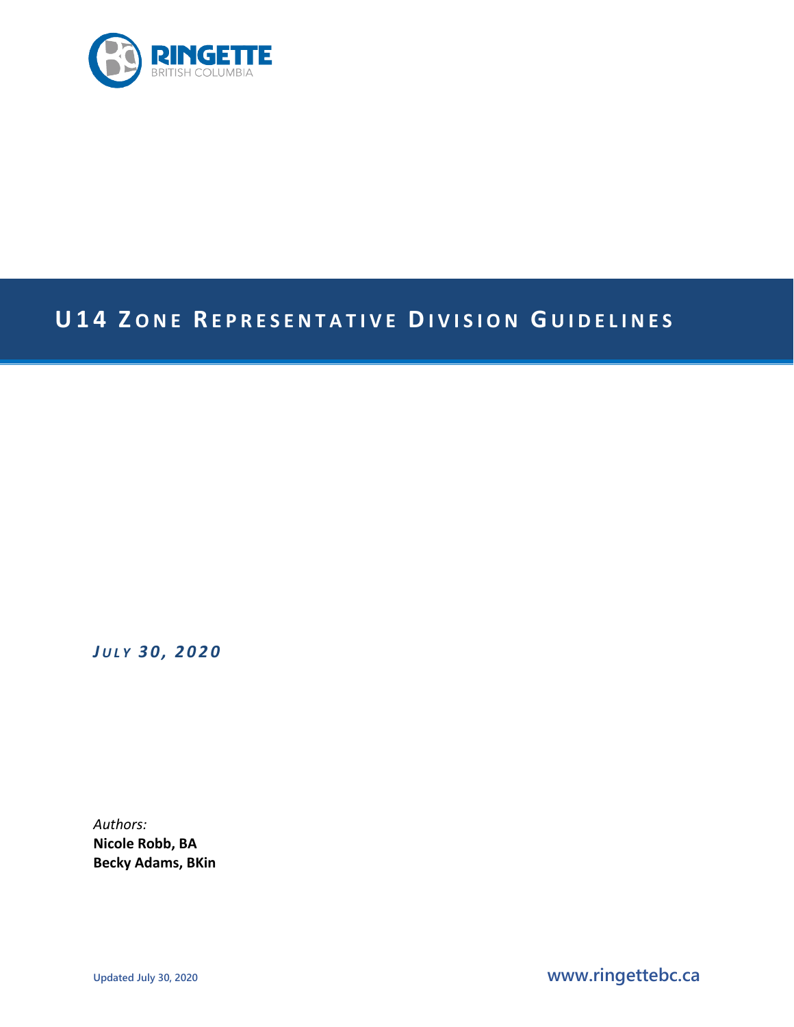RINGETTE
BRITISH COLUMBIA

# U14 Zone Representative Division Guidelines

***July 30, 2020***

*Authors:*
**Nicole Robb, BA**
**Becky Adams, BKin**

**Updated July 30, 2020**

**www.ringettebc.ca**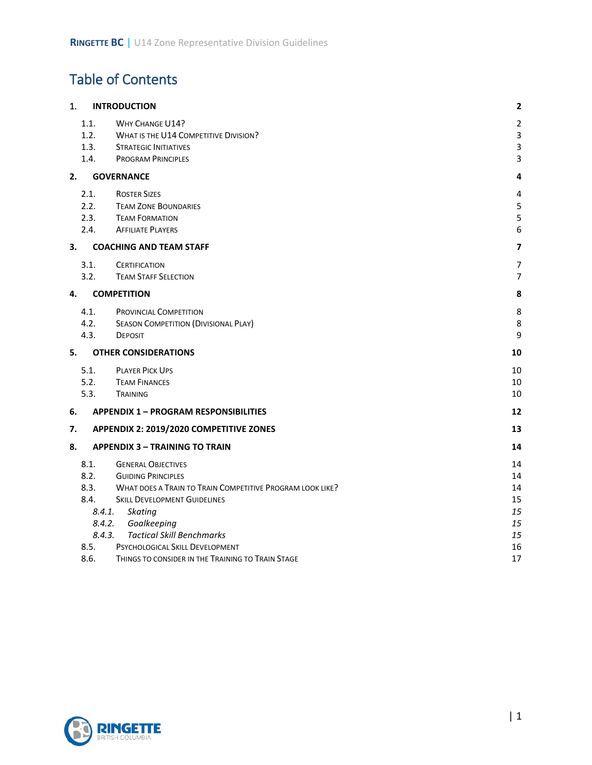# Table of Contents

| | | |
|---|---|---|
| 1. | **INTRODUCTION** | **2** |
| 1.1. | WHY CHANGE U14? | 2 |
| 1.2. | WHAT IS THE U14 COMPETITIVE DIVISION? | 3 |
| 1.3. | STRATEGIC INITIATIVES | 3 |
| 1.4. | PROGRAM PRINCIPLES | 3 |
| **2.** | **GOVERNANCE** | **4** |
| 2.1. | ROSTER SIZES | 4 |
| 2.2. | TEAM ZONE BOUNDARIES | 5 |
| 2.3. | TEAM FORMATION | 5 |
| 2.4. | AFFILIATE PLAYERS | 6 |
| **3.** | **COACHING AND TEAM STAFF** | **7** |
| 3.1. | CERTIFICATION | 7 |
| 3.2. | TEAM STAFF SELECTION | 7 |
| **4.** | **COMPETITION** | **8** |
| 4.1. | PROVINCIAL COMPETITION | 8 |
| 4.2. | SEASON COMPETITION (DIVISIONAL PLAY) | 8 |
| 4.3. | DEPOSIT | 9 |
| **5.** | **OTHER CONSIDERATIONS** | **10** |
| 5.1. | PLAYER PICK UPS | 10 |
| 5.2. | TEAM FINANCES | 10 |
| 5.3. | TRAINING | 10 |
| **6.** | **APPENDIX 1 – PROGRAM RESPONSIBILITIES** | **12** |
| **7.** | **APPENDIX 2: 2019/2020 COMPETITIVE ZONES** | **13** |
| **8.** | **APPENDIX 3 – TRAINING TO TRAIN** | **14** |
| 8.1. | GENERAL OBJECTIVES | 14 |
| 8.2. | GUIDING PRINCIPLES | 14 |
| 8.3. | WHAT DOES A TRAIN TO TRAIN COMPETITIVE PROGRAM LOOK LIKE? | 14 |
| 8.4. | SKILL DEVELOPMENT GUIDELINES | 15 |
| *8.4.1.* | *Skating* | *15* |
| *8.4.2.* | *Goalkeeping* | *15* |
| *8.4.3.* | *Tactical Skill Benchmarks* | *15* |
| 8.5. | PSYCHOLOGICAL SKILL DEVELOPMENT | 16 |
| 8.6. | THINGS TO CONSIDER IN THE TRAINING TO TRAIN STAGE | 17 |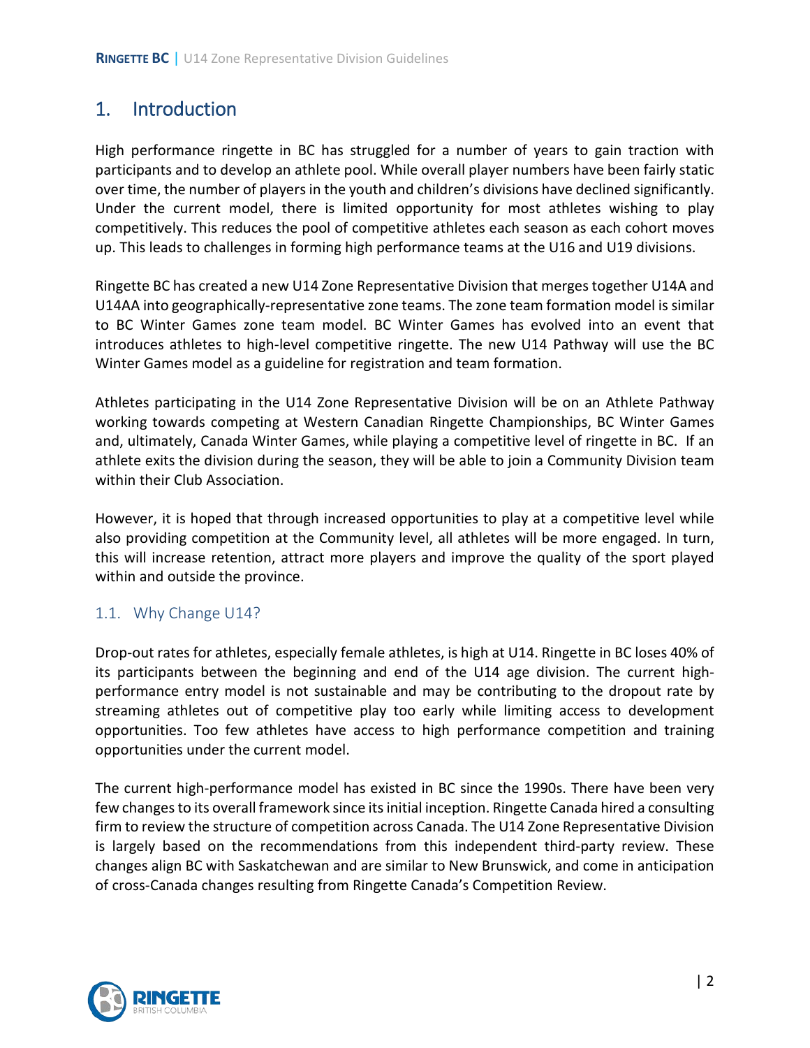# 1. Introduction

High performance ringette in BC has struggled for a number of years to gain traction with participants and to develop an athlete pool. While overall player numbers have been fairly static over time, the number of players in the youth and children's divisions have declined significantly. Under the current model, there is limited opportunity for most athletes wishing to play competitively. This reduces the pool of competitive athletes each season as each cohort moves up. This leads to challenges in forming high performance teams at the U16 and U19 divisions.

Ringette BC has created a new U14 Zone Representative Division that merges together U14A and U14AA into geographically-representative zone teams. The zone team formation model is similar to BC Winter Games zone team model. BC Winter Games has evolved into an event that introduces athletes to high-level competitive ringette. The new U14 Pathway will use the BC Winter Games model as a guideline for registration and team formation.

Athletes participating in the U14 Zone Representative Division will be on an Athlete Pathway working towards competing at Western Canadian Ringette Championships, BC Winter Games and, ultimately, Canada Winter Games, while playing a competitive level of ringette in BC. If an athlete exits the division during the season, they will be able to join a Community Division team within their Club Association.

However, it is hoped that through increased opportunities to play at a competitive level while also providing competition at the Community level, all athletes will be more engaged. In turn, this will increase retention, attract more players and improve the quality of the sport played within and outside the province.

## 1.1. Why Change U14?

Drop-out rates for athletes, especially female athletes, is high at U14. Ringette in BC loses 40% of its participants between the beginning and end of the U14 age division. The current high-performance entry model is not sustainable and may be contributing to the dropout rate by streaming athletes out of competitive play too early while limiting access to development opportunities. Too few athletes have access to high performance competition and training opportunities under the current model.

The current high-performance model has existed in BC since the 1990s. There have been very few changes to its overall framework since its initial inception. Ringette Canada hired a consulting firm to review the structure of competition across Canada. The U14 Zone Representative Division is largely based on the recommendations from this independent third-party review. These changes align BC with Saskatchewan and are similar to New Brunswick, and come in anticipation of cross-Canada changes resulting from Ringette Canada's Competition Review.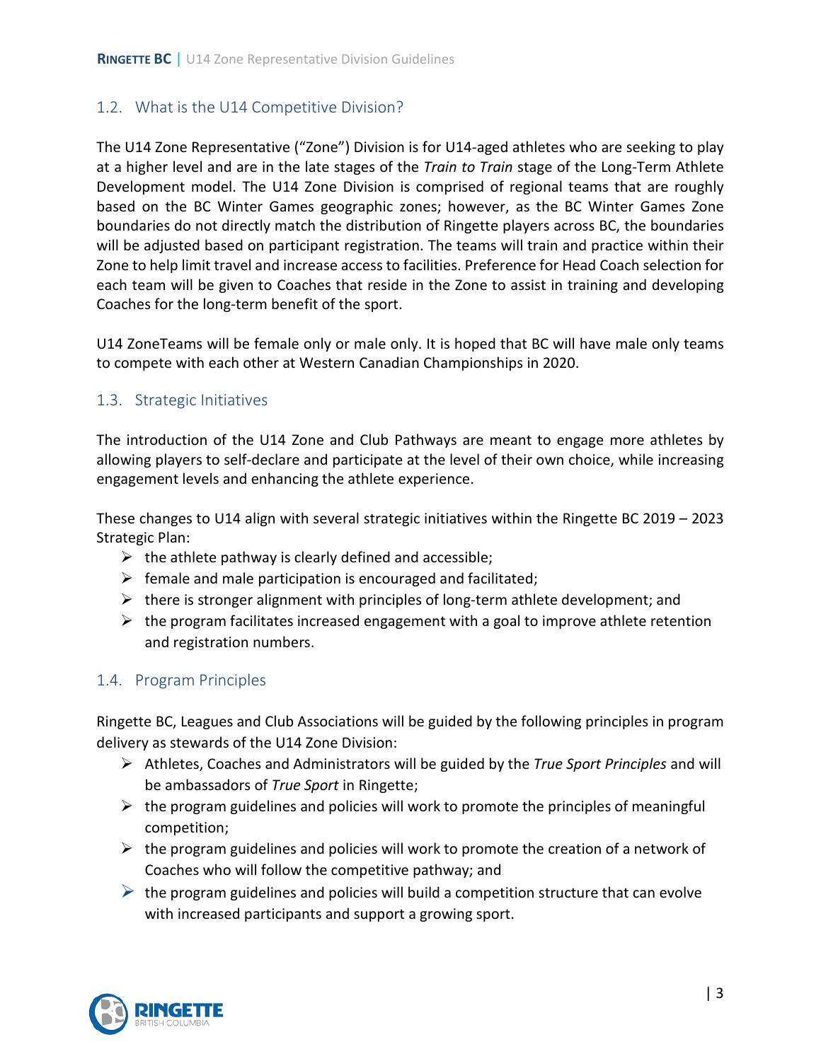## 1.2. What is the U14 Competitive Division?

The U14 Zone Representative ("Zone") Division is for U14-aged athletes who are seeking to play at a higher level and are in the late stages of the *Train to Train* stage of the Long-Term Athlete Development model. The U14 Zone Division is comprised of regional teams that are roughly based on the BC Winter Games geographic zones; however, as the BC Winter Games Zone boundaries do not directly match the distribution of Ringette players across BC, the boundaries will be adjusted based on participant registration. The teams will train and practice within their Zone to help limit travel and increase access to facilities. Preference for Head Coach selection for each team will be given to Coaches that reside in the Zone to assist in training and developing Coaches for the long-term benefit of the sport.

U14 ZoneTeams will be female only or male only. It is hoped that BC will have male only teams to compete with each other at Western Canadian Championships in 2020.

## 1.3. Strategic Initiatives

The introduction of the U14 Zone and Club Pathways are meant to engage more athletes by allowing players to self-declare and participate at the level of their own choice, while increasing engagement levels and enhancing the athlete experience.

These changes to U14 align with several strategic initiatives within the Ringette BC 2019 – 2023 Strategic Plan:

- the athlete pathway is clearly defined and accessible;
- female and male participation is encouraged and facilitated;
- there is stronger alignment with principles of long-term athlete development; and
- the program facilitates increased engagement with a goal to improve athlete retention and registration numbers.

## 1.4. Program Principles

Ringette BC, Leagues and Club Associations will be guided by the following principles in program delivery as stewards of the U14 Zone Division:

- Athletes, Coaches and Administrators will be guided by the *True Sport Principles* and will be ambassadors of *True Sport* in Ringette;
- the program guidelines and policies will work to promote the principles of meaningful competition;
- the program guidelines and policies will work to promote the creation of a network of Coaches who will follow the competitive pathway; and
- the program guidelines and policies will build a competition structure that can evolve with increased participants and support a growing sport.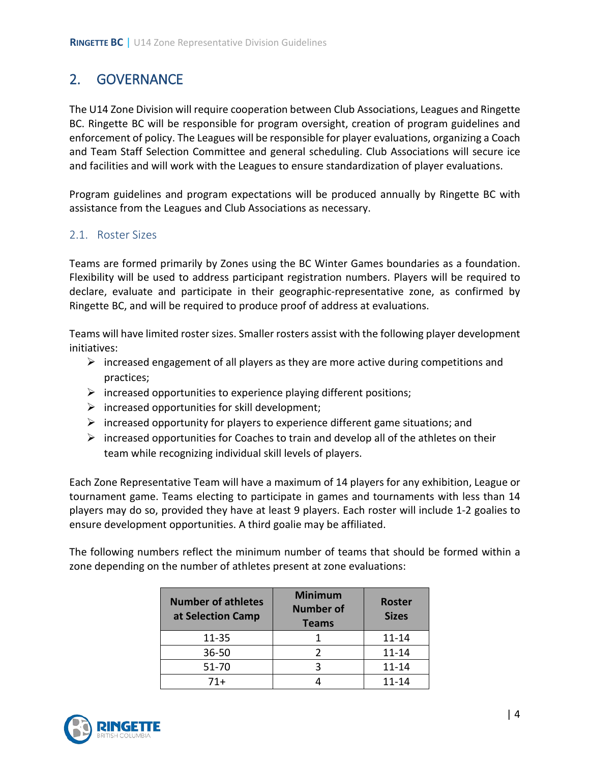## 2. GOVERNANCE

The U14 Zone Division will require cooperation between Club Associations, Leagues and Ringette BC. Ringette BC will be responsible for program oversight, creation of program guidelines and enforcement of policy. The Leagues will be responsible for player evaluations, organizing a Coach and Team Staff Selection Committee and general scheduling. Club Associations will secure ice and facilities and will work with the Leagues to ensure standardization of player evaluations.

Program guidelines and program expectations will be produced annually by Ringette BC with assistance from the Leagues and Club Associations as necessary.

### 2.1. Roster Sizes

Teams are formed primarily by Zones using the BC Winter Games boundaries as a foundation. Flexibility will be used to address participant registration numbers. Players will be required to declare, evaluate and participate in their geographic-representative zone, as confirmed by Ringette BC, and will be required to produce proof of address at evaluations.

Teams will have limited roster sizes. Smaller rosters assist with the following player development initiatives:

- increased engagement of all players as they are more active during competitions and practices;
- increased opportunities to experience playing different positions;
- increased opportunities for skill development;
- increased opportunity for players to experience different game situations; and
- increased opportunities for Coaches to train and develop all of the athletes on their team while recognizing individual skill levels of players.

Each Zone Representative Team will have a maximum of 14 players for any exhibition, League or tournament game. Teams electing to participate in games and tournaments with less than 14 players may do so, provided they have at least 9 players. Each roster will include 1-2 goalies to ensure development opportunities. A third goalie may be affiliated.

The following numbers reflect the minimum number of teams that should be formed within a zone depending on the number of athletes present at zone evaluations:

| Number of athletes at Selection Camp | Minimum Number of Teams | Roster Sizes |
|---|---|---|
| 11-35 | 1 | 11-14 |
| 36-50 | 2 | 11-14 |
| 51-70 | 3 | 11-14 |
| 71+ | 4 | 11-14 |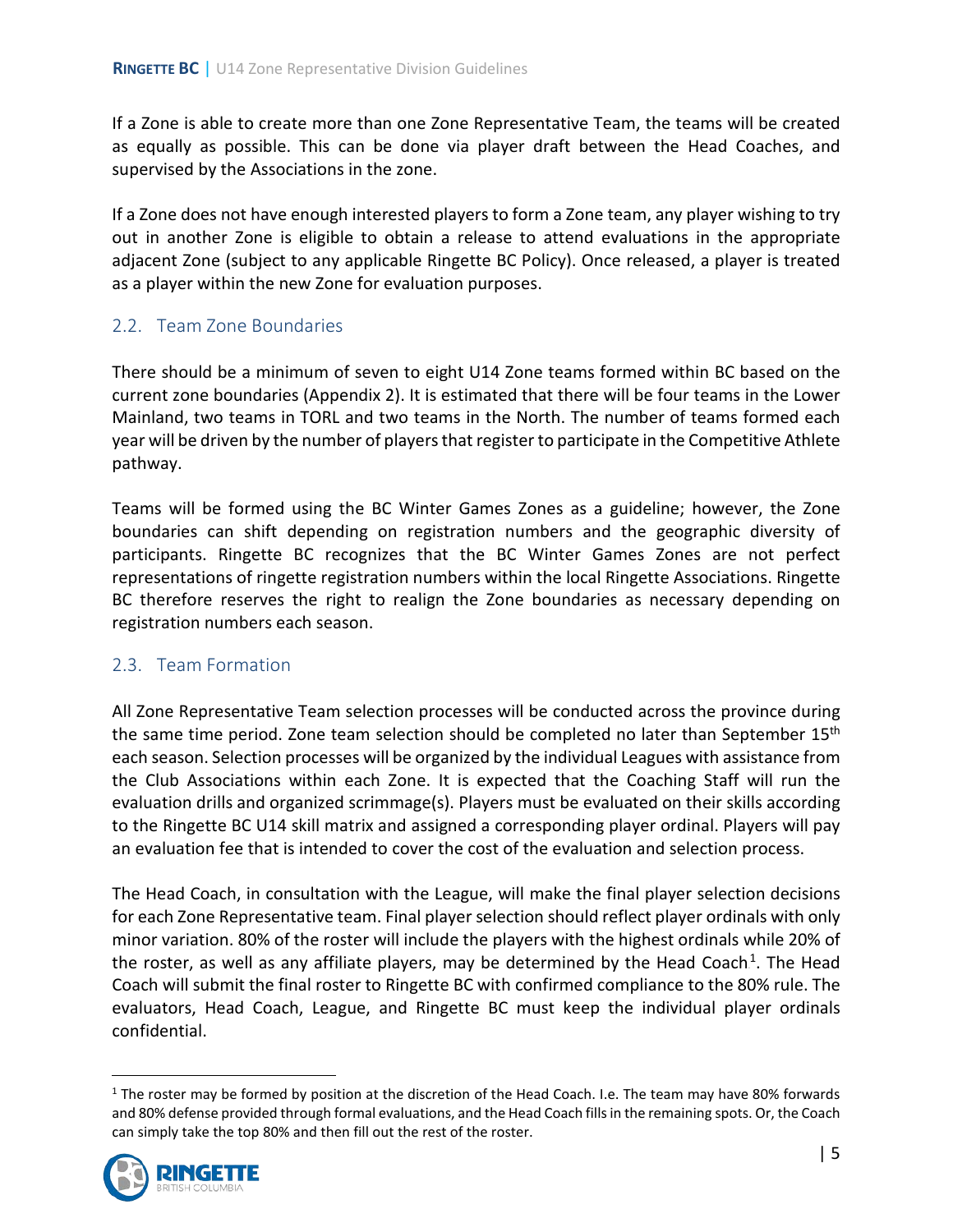If a Zone is able to create more than one Zone Representative Team, the teams will be created as equally as possible. This can be done via player draft between the Head Coaches, and supervised by the Associations in the zone.

If a Zone does not have enough interested players to form a Zone team, any player wishing to try out in another Zone is eligible to obtain a release to attend evaluations in the appropriate adjacent Zone (subject to any applicable Ringette BC Policy). Once released, a player is treated as a player within the new Zone for evaluation purposes.

## 2.2. Team Zone Boundaries

There should be a minimum of seven to eight U14 Zone teams formed within BC based on the current zone boundaries (Appendix 2). It is estimated that there will be four teams in the Lower Mainland, two teams in TORL and two teams in the North. The number of teams formed each year will be driven by the number of players that register to participate in the Competitive Athlete pathway.

Teams will be formed using the BC Winter Games Zones as a guideline; however, the Zone boundaries can shift depending on registration numbers and the geographic diversity of participants. Ringette BC recognizes that the BC Winter Games Zones are not perfect representations of ringette registration numbers within the local Ringette Associations. Ringette BC therefore reserves the right to realign the Zone boundaries as necessary depending on registration numbers each season.

## 2.3. Team Formation

All Zone Representative Team selection processes will be conducted across the province during the same time period. Zone team selection should be completed no later than September 15th each season. Selection processes will be organized by the individual Leagues with assistance from the Club Associations within each Zone. It is expected that the Coaching Staff will run the evaluation drills and organized scrimmage(s). Players must be evaluated on their skills according to the Ringette BC U14 skill matrix and assigned a corresponding player ordinal. Players will pay an evaluation fee that is intended to cover the cost of the evaluation and selection process.

The Head Coach, in consultation with the League, will make the final player selection decisions for each Zone Representative team. Final player selection should reflect player ordinals with only minor variation. 80% of the roster will include the players with the highest ordinals while 20% of the roster, as well as any affiliate players, may be determined by the Head Coach[1]. The Head Coach will submit the final roster to Ringette BC with confirmed compliance to the 80% rule. The evaluators, Head Coach, League, and Ringette BC must keep the individual player ordinals confidential.

[1] The roster may be formed by position at the discretion of the Head Coach. I.e. The team may have 80% forwards and 80% defense provided through formal evaluations, and the Head Coach fills in the remaining spots. Or, the Coach can simply take the top 80% and then fill out the rest of the roster.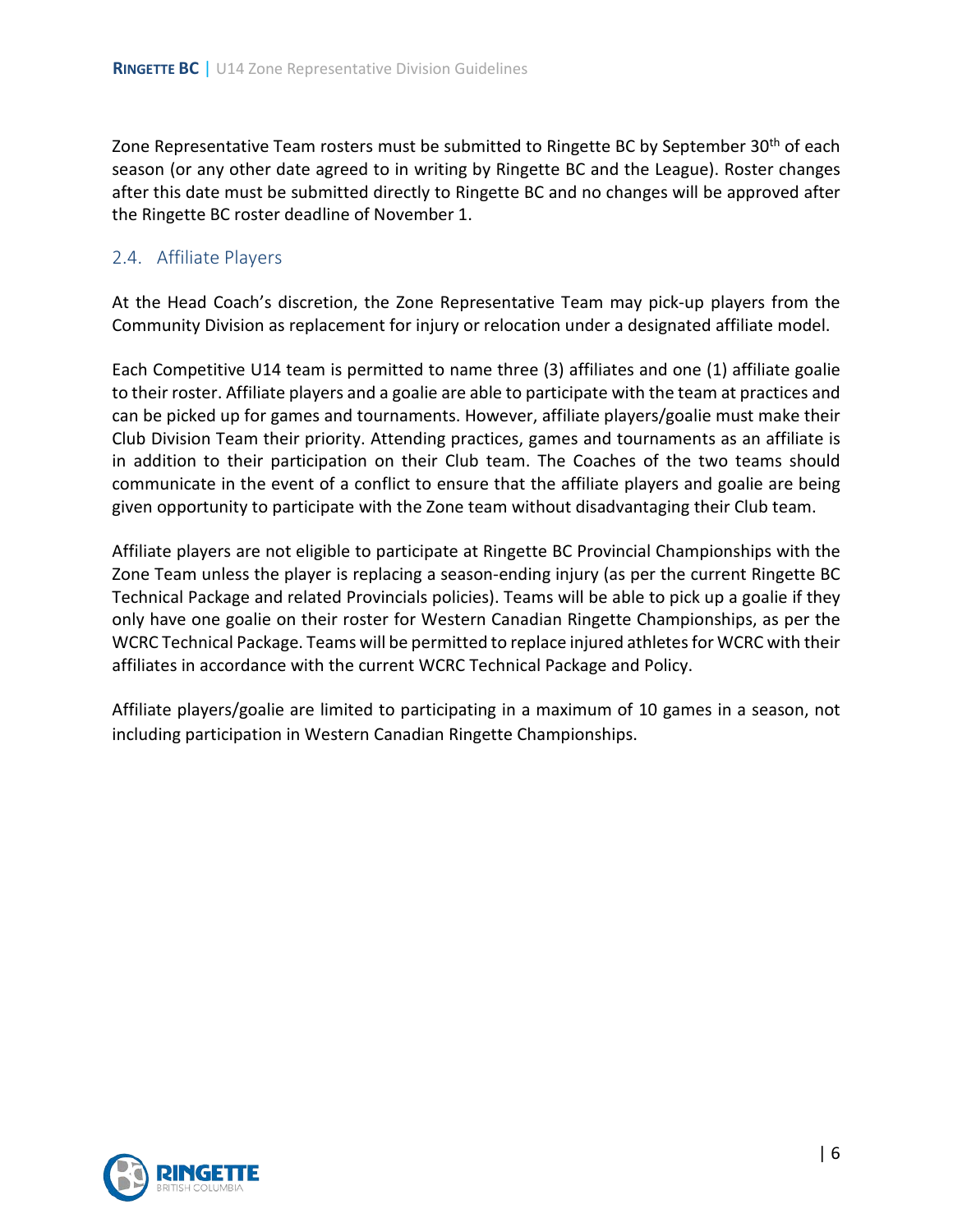Zone Representative Team rosters must be submitted to Ringette BC by September 30th of each season (or any other date agreed to in writing by Ringette BC and the League). Roster changes after this date must be submitted directly to Ringette BC and no changes will be approved after the Ringette BC roster deadline of November 1.

## 2.4. Affiliate Players

At the Head Coach's discretion, the Zone Representative Team may pick-up players from the Community Division as replacement for injury or relocation under a designated affiliate model.

Each Competitive U14 team is permitted to name three (3) affiliates and one (1) affiliate goalie to their roster. Affiliate players and a goalie are able to participate with the team at practices and can be picked up for games and tournaments. However, affiliate players/goalie must make their Club Division Team their priority. Attending practices, games and tournaments as an affiliate is in addition to their participation on their Club team. The Coaches of the two teams should communicate in the event of a conflict to ensure that the affiliate players and goalie are being given opportunity to participate with the Zone team without disadvantaging their Club team.

Affiliate players are not eligible to participate at Ringette BC Provincial Championships with the Zone Team unless the player is replacing a season-ending injury (as per the current Ringette BC Technical Package and related Provincials policies). Teams will be able to pick up a goalie if they only have one goalie on their roster for Western Canadian Ringette Championships, as per the WCRC Technical Package. Teams will be permitted to replace injured athletes for WCRC with their affiliates in accordance with the current WCRC Technical Package and Policy.

Affiliate players/goalie are limited to participating in a maximum of 10 games in a season, not including participation in Western Canadian Ringette Championships.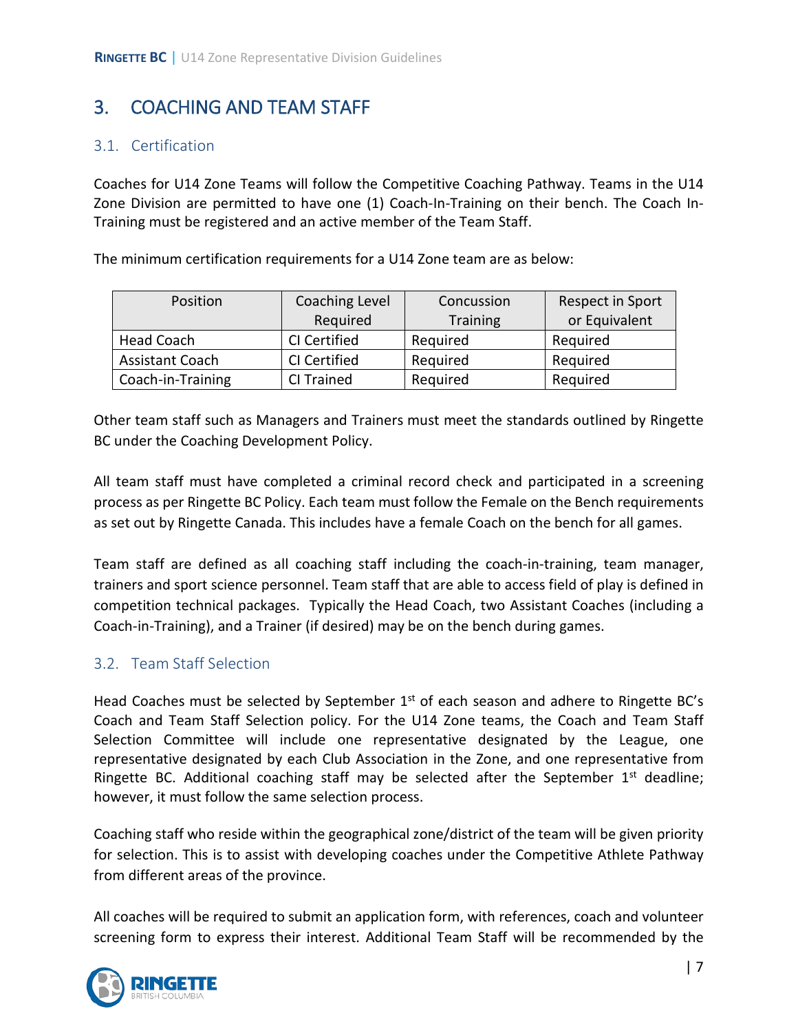# 3. COACHING AND TEAM STAFF

## 3.1. Certification

Coaches for U14 Zone Teams will follow the Competitive Coaching Pathway. Teams in the U14 Zone Division are permitted to have one (1) Coach-In-Training on their bench. The Coach In-Training must be registered and an active member of the Team Staff.

The minimum certification requirements for a U14 Zone team are as below:

| Position | Coaching Level Required | Concussion Training | Respect in Sport or Equivalent |
|---|---|---|---|
| Head Coach | CI Certified | Required | Required |
| Assistant Coach | CI Certified | Required | Required |
| Coach-in-Training | CI Trained | Required | Required |

Other team staff such as Managers and Trainers must meet the standards outlined by Ringette BC under the Coaching Development Policy.

All team staff must have completed a criminal record check and participated in a screening process as per Ringette BC Policy. Each team must follow the Female on the Bench requirements as set out by Ringette Canada. This includes have a female Coach on the bench for all games.

Team staff are defined as all coaching staff including the coach-in-training, team manager, trainers and sport science personnel. Team staff that are able to access field of play is defined in competition technical packages. Typically the Head Coach, two Assistant Coaches (including a Coach-in-Training), and a Trainer (if desired) may be on the bench during games.

## 3.2. Team Staff Selection

Head Coaches must be selected by September 1st of each season and adhere to Ringette BC's Coach and Team Staff Selection policy. For the U14 Zone teams, the Coach and Team Staff Selection Committee will include one representative designated by the League, one representative designated by each Club Association in the Zone, and one representative from Ringette BC. Additional coaching staff may be selected after the September 1st deadline; however, it must follow the same selection process.

Coaching staff who reside within the geographical zone/district of the team will be given priority for selection. This is to assist with developing coaches under the Competitive Athlete Pathway from different areas of the province.

All coaches will be required to submit an application form, with references, coach and volunteer screening form to express their interest. Additional Team Staff will be recommended by the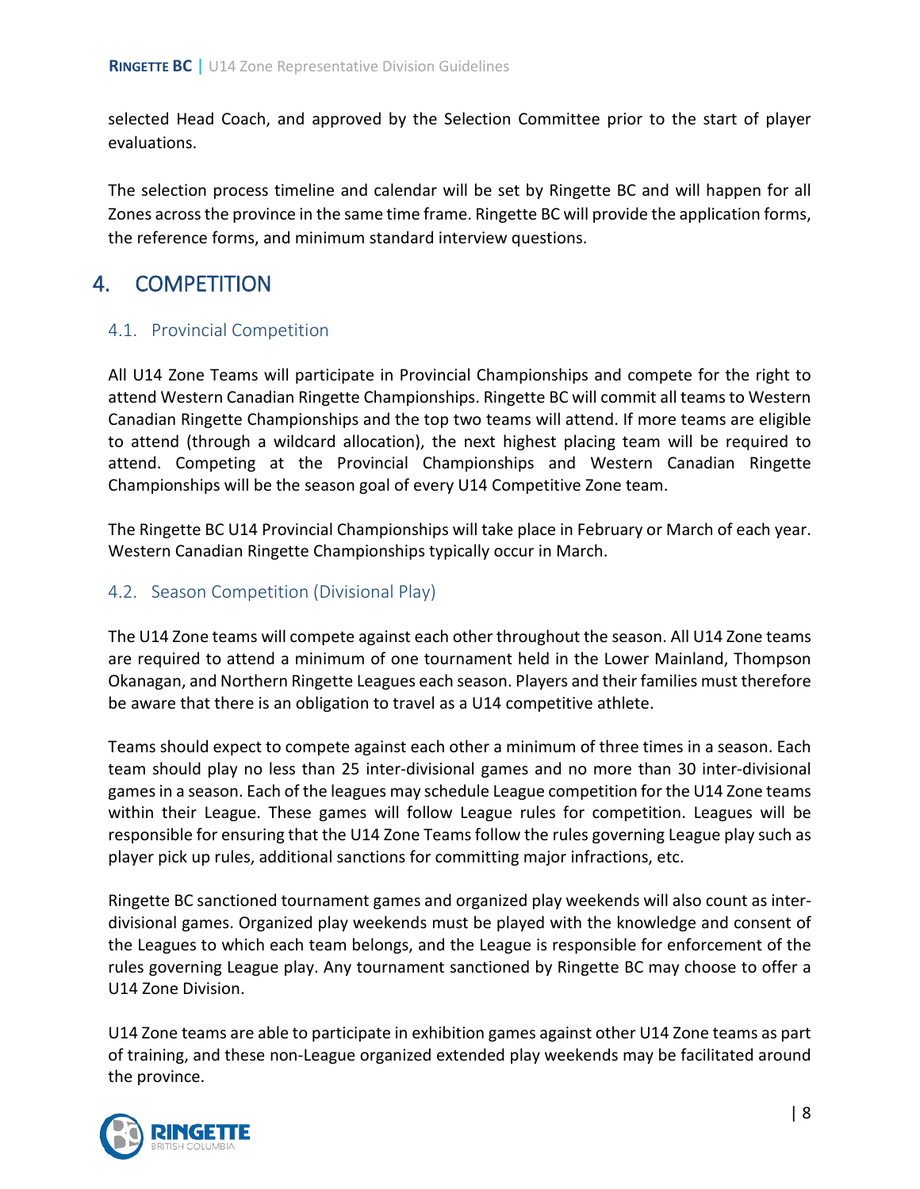selected Head Coach, and approved by the Selection Committee prior to the start of player evaluations.

The selection process timeline and calendar will be set by Ringette BC and will happen for all Zones across the province in the same time frame. Ringette BC will provide the application forms, the reference forms, and minimum standard interview questions.

# 4. COMPETITION

## 4.1. Provincial Competition

All U14 Zone Teams will participate in Provincial Championships and compete for the right to attend Western Canadian Ringette Championships. Ringette BC will commit all teams to Western Canadian Ringette Championships and the top two teams will attend. If more teams are eligible to attend (through a wildcard allocation), the next highest placing team will be required to attend. Competing at the Provincial Championships and Western Canadian Ringette Championships will be the season goal of every U14 Competitive Zone team.

The Ringette BC U14 Provincial Championships will take place in February or March of each year. Western Canadian Ringette Championships typically occur in March.

## 4.2. Season Competition (Divisional Play)

The U14 Zone teams will compete against each other throughout the season. All U14 Zone teams are required to attend a minimum of one tournament held in the Lower Mainland, Thompson Okanagan, and Northern Ringette Leagues each season. Players and their families must therefore be aware that there is an obligation to travel as a U14 competitive athlete.

Teams should expect to compete against each other a minimum of three times in a season. Each team should play no less than 25 inter-divisional games and no more than 30 inter-divisional games in a season. Each of the leagues may schedule League competition for the U14 Zone teams within their League. These games will follow League rules for competition. Leagues will be responsible for ensuring that the U14 Zone Teams follow the rules governing League play such as player pick up rules, additional sanctions for committing major infractions, etc.

Ringette BC sanctioned tournament games and organized play weekends will also count as inter-divisional games. Organized play weekends must be played with the knowledge and consent of the Leagues to which each team belongs, and the League is responsible for enforcement of the rules governing League play. Any tournament sanctioned by Ringette BC may choose to offer a U14 Zone Division.

U14 Zone teams are able to participate in exhibition games against other U14 Zone teams as part of training, and these non-League organized extended play weekends may be facilitated around the province.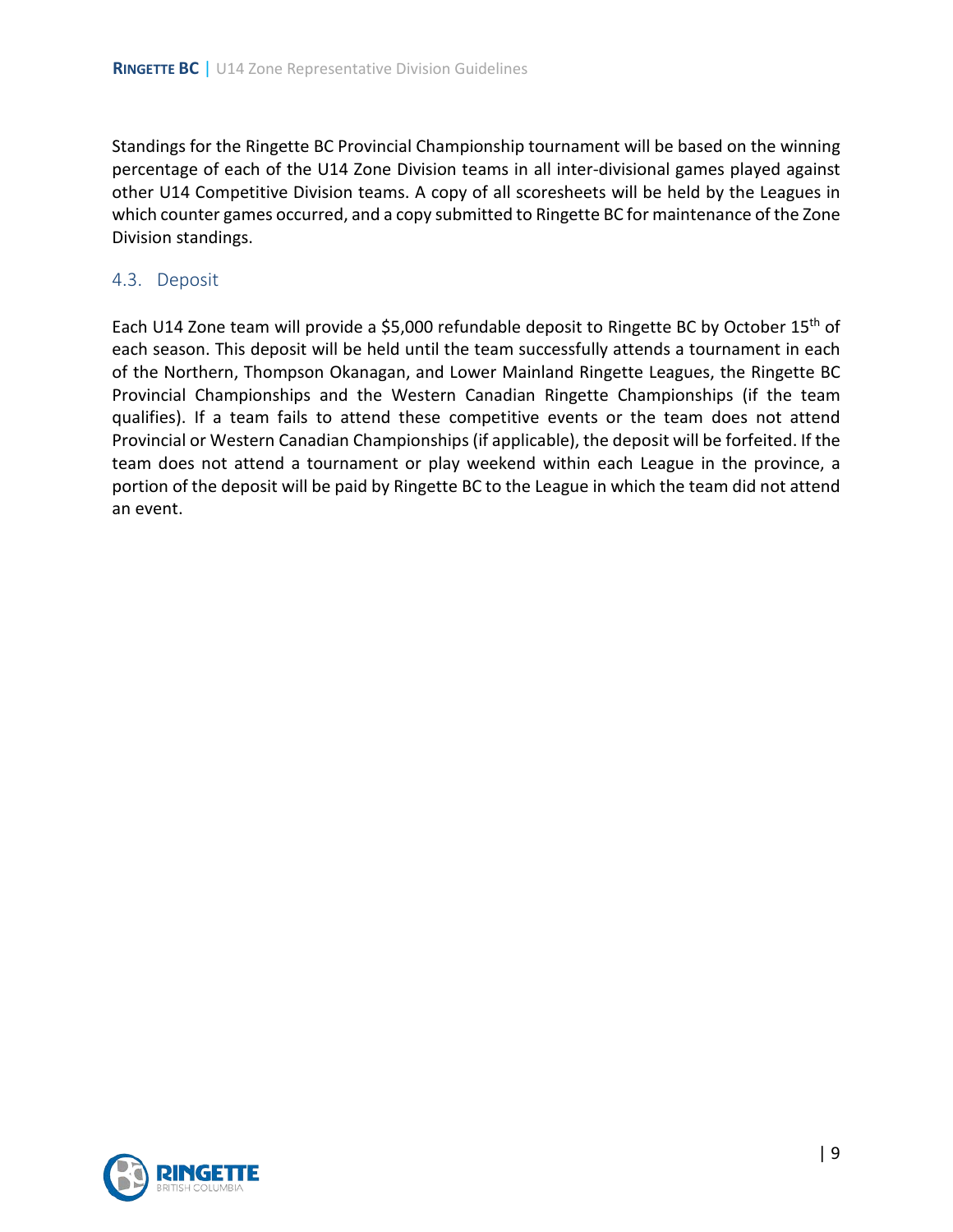Standings for the Ringette BC Provincial Championship tournament will be based on the winning percentage of each of the U14 Zone Division teams in all inter-divisional games played against other U14 Competitive Division teams. A copy of all scoresheets will be held by the Leagues in which counter games occurred, and a copy submitted to Ringette BC for maintenance of the Zone Division standings.

### 4.3. Deposit

Each U14 Zone team will provide a $5,000 refundable deposit to Ringette BC by October 15th of each season. This deposit will be held until the team successfully attends a tournament in each of the Northern, Thompson Okanagan, and Lower Mainland Ringette Leagues, the Ringette BC Provincial Championships and the Western Canadian Ringette Championships (if the team qualifies). If a team fails to attend these competitive events or the team does not attend Provincial or Western Canadian Championships (if applicable), the deposit will be forfeited. If the team does not attend a tournament or play weekend within each League in the province, a portion of the deposit will be paid by Ringette BC to the League in which the team did not attend an event.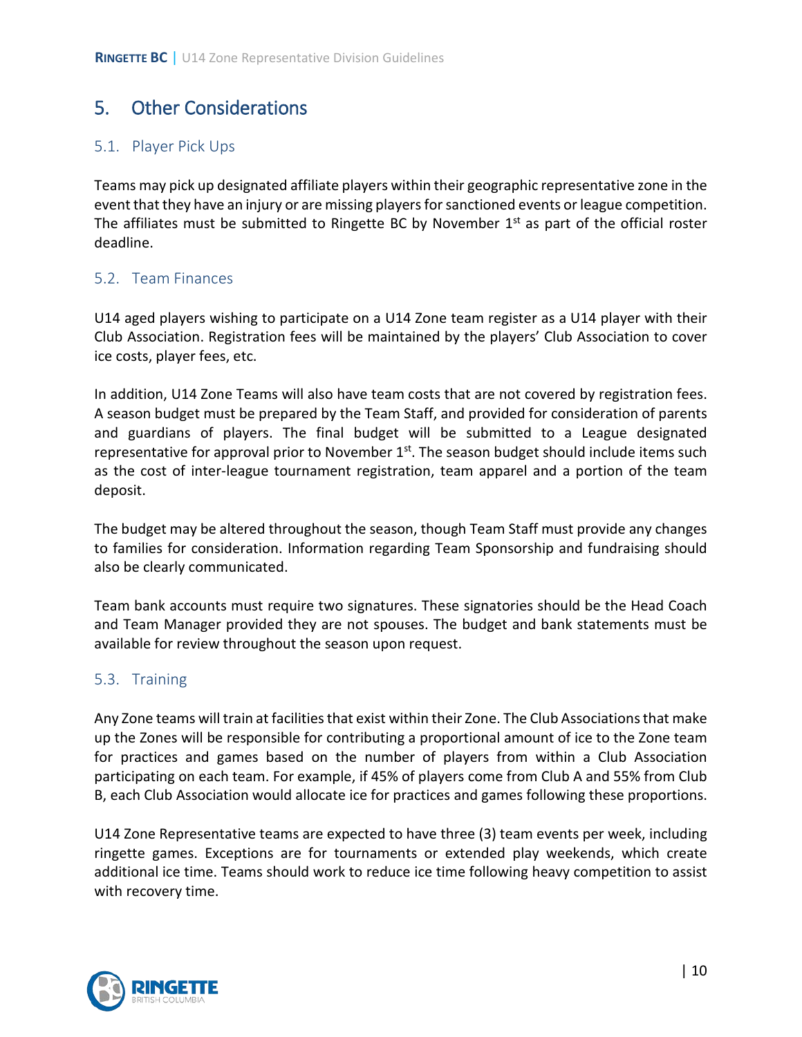# 5. Other Considerations

## 5.1. Player Pick Ups

Teams may pick up designated affiliate players within their geographic representative zone in the event that they have an injury or are missing players for sanctioned events or league competition. The affiliates must be submitted to Ringette BC by November 1st as part of the official roster deadline.

## 5.2. Team Finances

U14 aged players wishing to participate on a U14 Zone team register as a U14 player with their Club Association. Registration fees will be maintained by the players' Club Association to cover ice costs, player fees, etc.

In addition, U14 Zone Teams will also have team costs that are not covered by registration fees. A season budget must be prepared by the Team Staff, and provided for consideration of parents and guardians of players. The final budget will be submitted to a League designated representative for approval prior to November 1st. The season budget should include items such as the cost of inter-league tournament registration, team apparel and a portion of the team deposit.

The budget may be altered throughout the season, though Team Staff must provide any changes to families for consideration. Information regarding Team Sponsorship and fundraising should also be clearly communicated.

Team bank accounts must require two signatures. These signatories should be the Head Coach and Team Manager provided they are not spouses. The budget and bank statements must be available for review throughout the season upon request.

## 5.3. Training

Any Zone teams will train at facilities that exist within their Zone. The Club Associations that make up the Zones will be responsible for contributing a proportional amount of ice to the Zone team for practices and games based on the number of players from within a Club Association participating on each team. For example, if 45% of players come from Club A and 55% from Club B, each Club Association would allocate ice for practices and games following these proportions.

U14 Zone Representative teams are expected to have three (3) team events per week, including ringette games. Exceptions are for tournaments or extended play weekends, which create additional ice time. Teams should work to reduce ice time following heavy competition to assist with recovery time.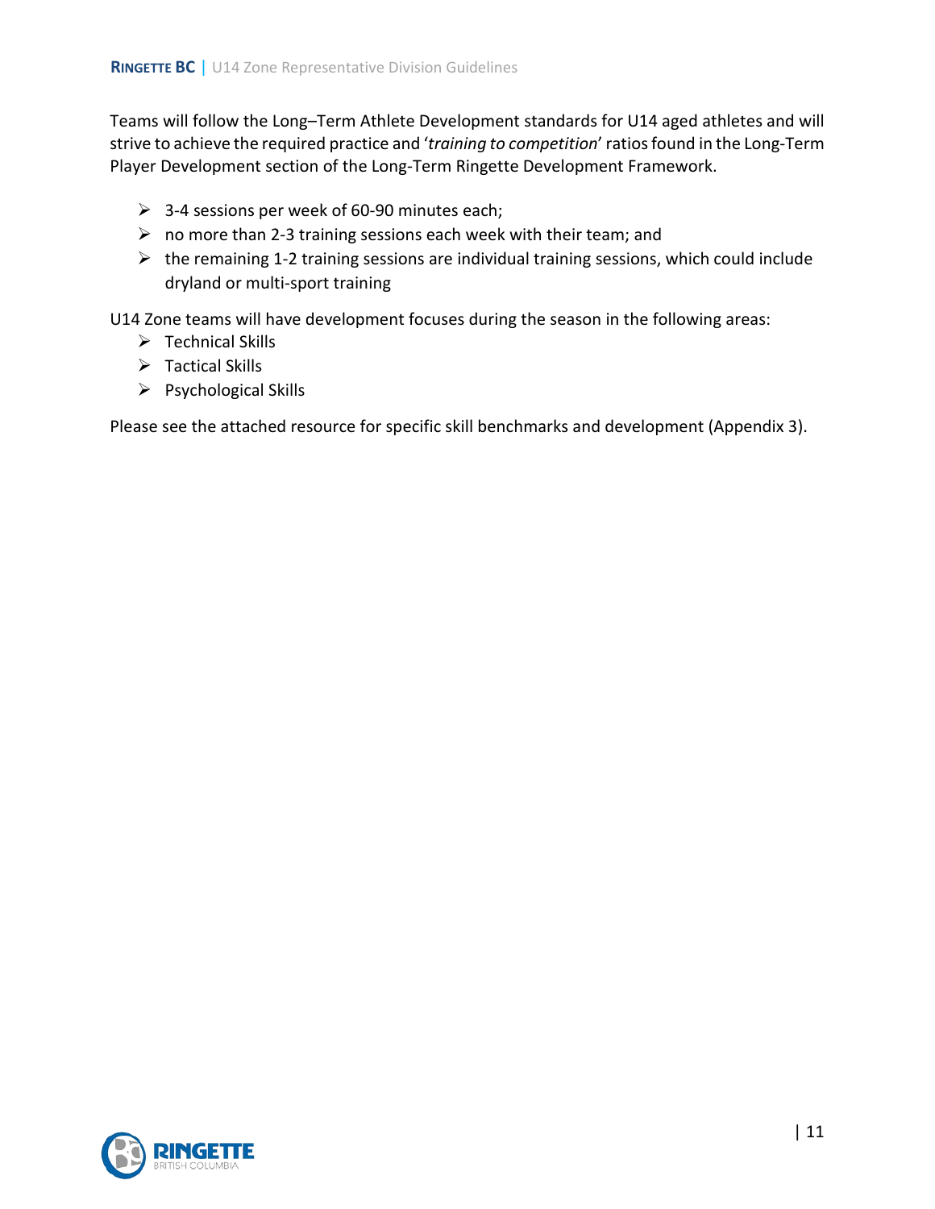Teams will follow the Long–Term Athlete Development standards for U14 aged athletes and will strive to achieve the required practice and '*training to competition*' ratios found in the Long-Term Player Development section of the Long-Term Ringette Development Framework.

- 3-4 sessions per week of 60-90 minutes each;
- no more than 2-3 training sessions each week with their team; and
- the remaining 1-2 training sessions are individual training sessions, which could include dryland or multi-sport training

U14 Zone teams will have development focuses during the season in the following areas:

- Technical Skills
- Tactical Skills
- Psychological Skills

Please see the attached resource for specific skill benchmarks and development (Appendix 3).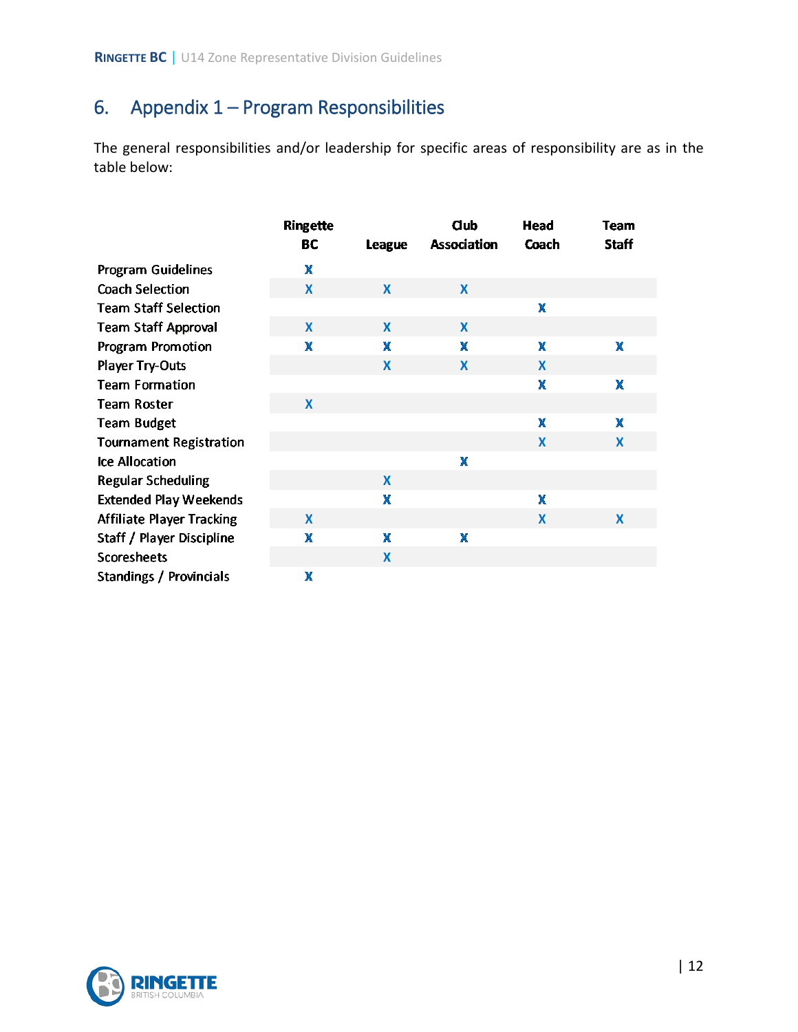## 6. Appendix 1 – Program Responsibilities

The general responsibilities and/or leadership for specific areas of responsibility are as in the table below:

| | Ringette BC | League | Club Association | Head Coach | Team Staff |
|---|---|---|---|---|---|
| Program Guidelines | X | | | | |
| Coach Selection | X | X | X | | |
| Team Staff Selection | | | | X | |
| Team Staff Approval | X | X | X | | |
| Program Promotion | X | X | X | X | X |
| Player Try-Outs | | X | X | X | |
| Team Formation | | | | X | X |
| Team Roster | X | | | | |
| Team Budget | | | | X | X |
| Tournament Registration | | | | X | X |
| Ice Allocation | | | X | | |
| Regular Scheduling | | X | | | |
| Extended Play Weekends | | X | | X | |
| Affiliate Player Tracking | X | | | X | X |
| Staff / Player Discipline | X | X | X | | |
| Scoresheets | | X | | | |
| Standings / Provincials | X | | | | |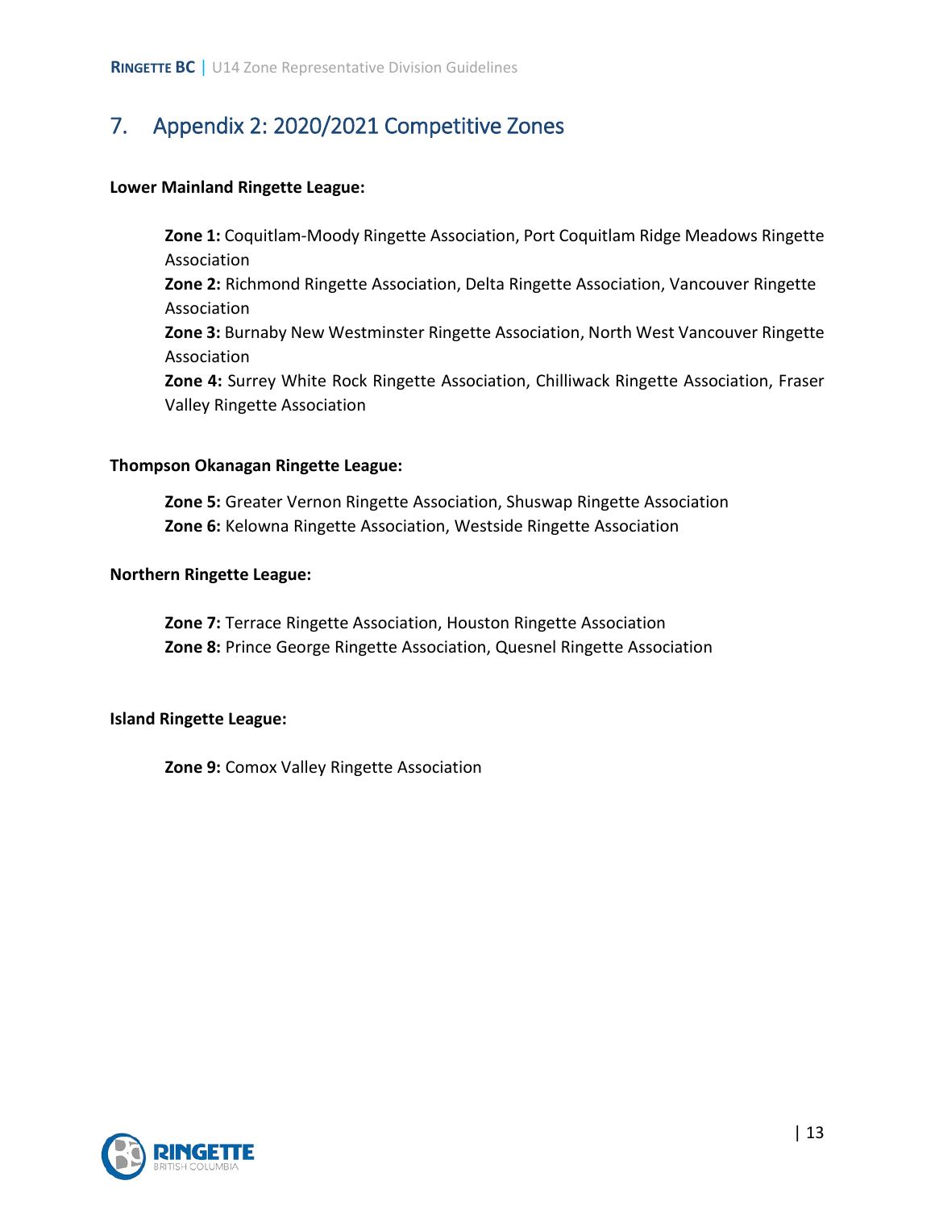## 7. Appendix 2: 2020/2021 Competitive Zones

**Lower Mainland Ringette League:**

**Zone 1:** Coquitlam-Moody Ringette Association, Port Coquitlam Ridge Meadows Ringette Association
**Zone 2:** Richmond Ringette Association, Delta Ringette Association, Vancouver Ringette Association
**Zone 3:** Burnaby New Westminster Ringette Association, North West Vancouver Ringette Association
**Zone 4:** Surrey White Rock Ringette Association, Chilliwack Ringette Association, Fraser Valley Ringette Association

**Thompson Okanagan Ringette League:**

**Zone 5:** Greater Vernon Ringette Association, Shuswap Ringette Association
**Zone 6:** Kelowna Ringette Association, Westside Ringette Association

**Northern Ringette League:**

**Zone 7:** Terrace Ringette Association, Houston Ringette Association
**Zone 8:** Prince George Ringette Association, Quesnel Ringette Association

**Island Ringette League:**

**Zone 9:** Comox Valley Ringette Association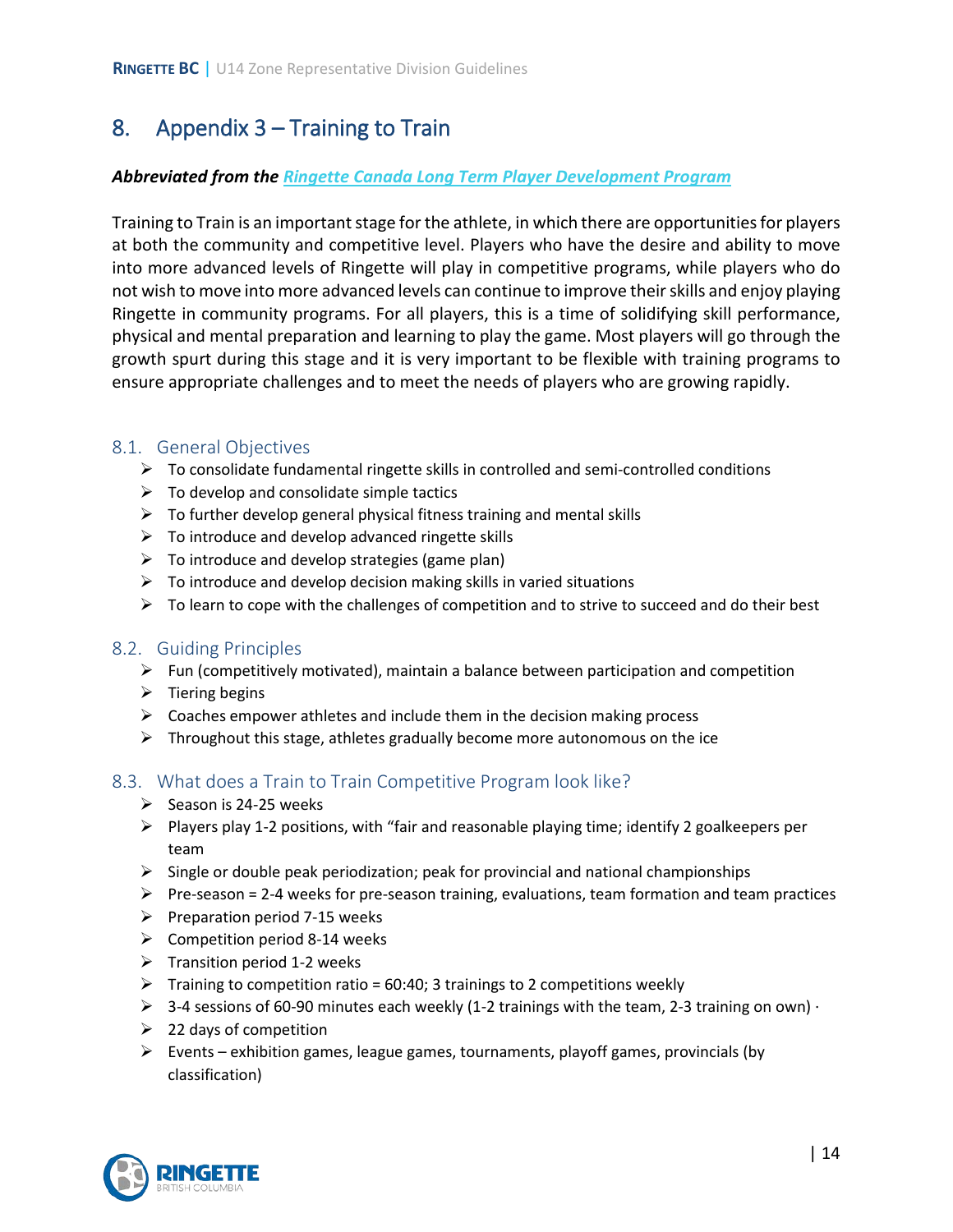# 8. Appendix 3 – Training to Train

***Abbreviated from the [Ringette Canada Long Term Player Development Program]()***

Training to Train is an important stage for the athlete, in which there are opportunities for players at both the community and competitive level. Players who have the desire and ability to move into more advanced levels of Ringette will play in competitive programs, while players who do not wish to move into more advanced levels can continue to improve their skills and enjoy playing Ringette in community programs. For all players, this is a time of solidifying skill performance, physical and mental preparation and learning to play the game. Most players will go through the growth spurt during this stage and it is very important to be flexible with training programs to ensure appropriate challenges and to meet the needs of players who are growing rapidly.

## 8.1. General Objectives

- To consolidate fundamental ringette skills in controlled and semi-controlled conditions
- To develop and consolidate simple tactics
- To further develop general physical fitness training and mental skills
- To introduce and develop advanced ringette skills
- To introduce and develop strategies (game plan)
- To introduce and develop decision making skills in varied situations
- To learn to cope with the challenges of competition and to strive to succeed and do their best

## 8.2. Guiding Principles

- Fun (competitively motivated), maintain a balance between participation and competition
- Tiering begins
- Coaches empower athletes and include them in the decision making process
- Throughout this stage, athletes gradually become more autonomous on the ice

## 8.3. What does a Train to Train Competitive Program look like?

- Season is 24-25 weeks
- Players play 1-2 positions, with "fair and reasonable playing time; identify 2 goalkeepers per team
- Single or double peak periodization; peak for provincial and national championships
- Pre-season = 2-4 weeks for pre-season training, evaluations, team formation and team practices
- Preparation period 7-15 weeks
- Competition period 8-14 weeks
- Transition period 1-2 weeks
- Training to competition ratio = 60:40; 3 trainings to 2 competitions weekly
- 3-4 sessions of 60-90 minutes each weekly (1-2 trainings with the team, 2-3 training on own) ·
- 22 days of competition
- Events – exhibition games, league games, tournaments, playoff games, provincials (by classification)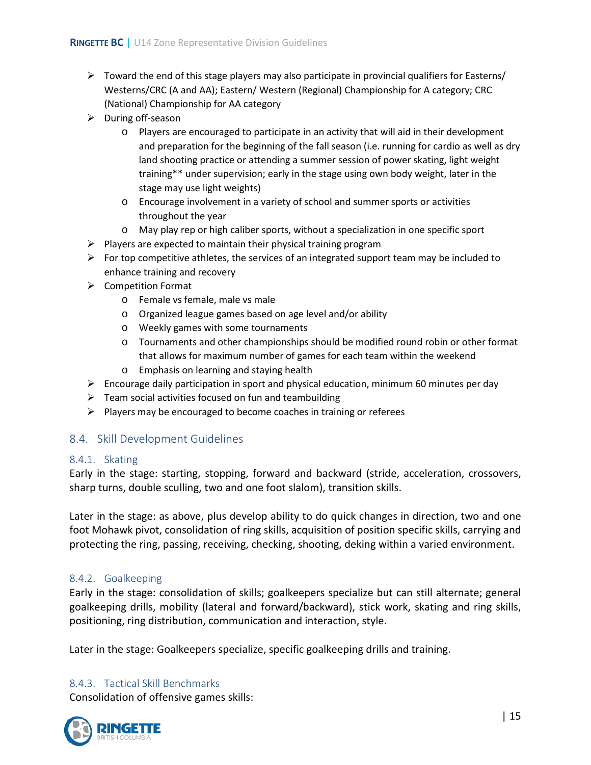- Toward the end of this stage players may also participate in provincial qualifiers for Easterns/ Westerns/CRC (A and AA); Eastern/ Western (Regional) Championship for A category; CRC (National) Championship for AA category
- During off-season
  - Players are encouraged to participate in an activity that will aid in their development and preparation for the beginning of the fall season (i.e. running for cardio as well as dry land shooting practice or attending a summer session of power skating, light weight training** under supervision; early in the stage using own body weight, later in the stage may use light weights)
  - Encourage involvement in a variety of school and summer sports or activities throughout the year
  - May play rep or high caliber sports, without a specialization in one specific sport
- Players are expected to maintain their physical training program
- For top competitive athletes, the services of an integrated support team may be included to enhance training and recovery
- Competition Format
  - Female vs female, male vs male
  - Organized league games based on age level and/or ability
  - Weekly games with some tournaments
  - Tournaments and other championships should be modified round robin or other format that allows for maximum number of games for each team within the weekend
  - Emphasis on learning and staying health
- Encourage daily participation in sport and physical education, minimum 60 minutes per day
- Team social activities focused on fun and teambuilding
- Players may be encouraged to become coaches in training or referees

## 8.4. Skill Development Guidelines

### 8.4.1. Skating

Early in the stage: starting, stopping, forward and backward (stride, acceleration, crossovers, sharp turns, double sculling, two and one foot slalom), transition skills.

Later in the stage: as above, plus develop ability to do quick changes in direction, two and one foot Mohawk pivot, consolidation of ring skills, acquisition of position specific skills, carrying and protecting the ring, passing, receiving, checking, shooting, deking within a varied environment.

### 8.4.2. Goalkeeping

Early in the stage: consolidation of skills; goalkeepers specialize but can still alternate; general goalkeeping drills, mobility (lateral and forward/backward), stick work, skating and ring skills, positioning, ring distribution, communication and interaction, style.

Later in the stage: Goalkeepers specialize, specific goalkeeping drills and training.

### 8.4.3. Tactical Skill Benchmarks

Consolidation of offensive games skills: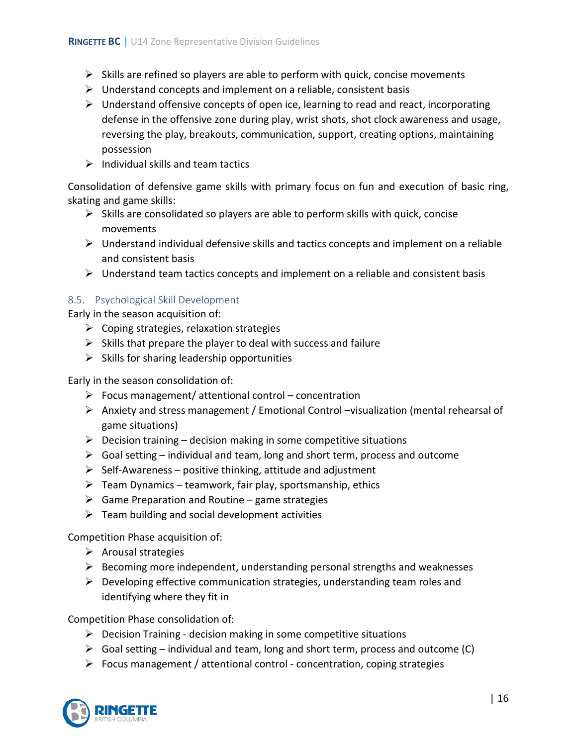- Skills are refined so players are able to perform with quick, concise movements
- Understand concepts and implement on a reliable, consistent basis
- Understand offensive concepts of open ice, learning to read and react, incorporating defense in the offensive zone during play, wrist shots, shot clock awareness and usage, reversing the play, breakouts, communication, support, creating options, maintaining possession
- Individual skills and team tactics

Consolidation of defensive game skills with primary focus on fun and execution of basic ring, skating and game skills:

- Skills are consolidated so players are able to perform skills with quick, concise movements
- Understand individual defensive skills and tactics concepts and implement on a reliable and consistent basis
- Understand team tactics concepts and implement on a reliable and consistent basis

### 8.5. Psychological Skill Development

Early in the season acquisition of:

- Coping strategies, relaxation strategies
- Skills that prepare the player to deal with success and failure
- Skills for sharing leadership opportunities

Early in the season consolidation of:

- Focus management/ attentional control – concentration
- Anxiety and stress management / Emotional Control –visualization (mental rehearsal of game situations)
- Decision training – decision making in some competitive situations
- Goal setting – individual and team, long and short term, process and outcome
- Self-Awareness – positive thinking, attitude and adjustment
- Team Dynamics – teamwork, fair play, sportsmanship, ethics
- Game Preparation and Routine – game strategies
- Team building and social development activities

Competition Phase acquisition of:

- Arousal strategies
- Becoming more independent, understanding personal strengths and weaknesses
- Developing effective communication strategies, understanding team roles and identifying where they fit in

Competition Phase consolidation of:

- Decision Training - decision making in some competitive situations
- Goal setting – individual and team, long and short term, process and outcome (C)
- Focus management / attentional control - concentration, coping strategies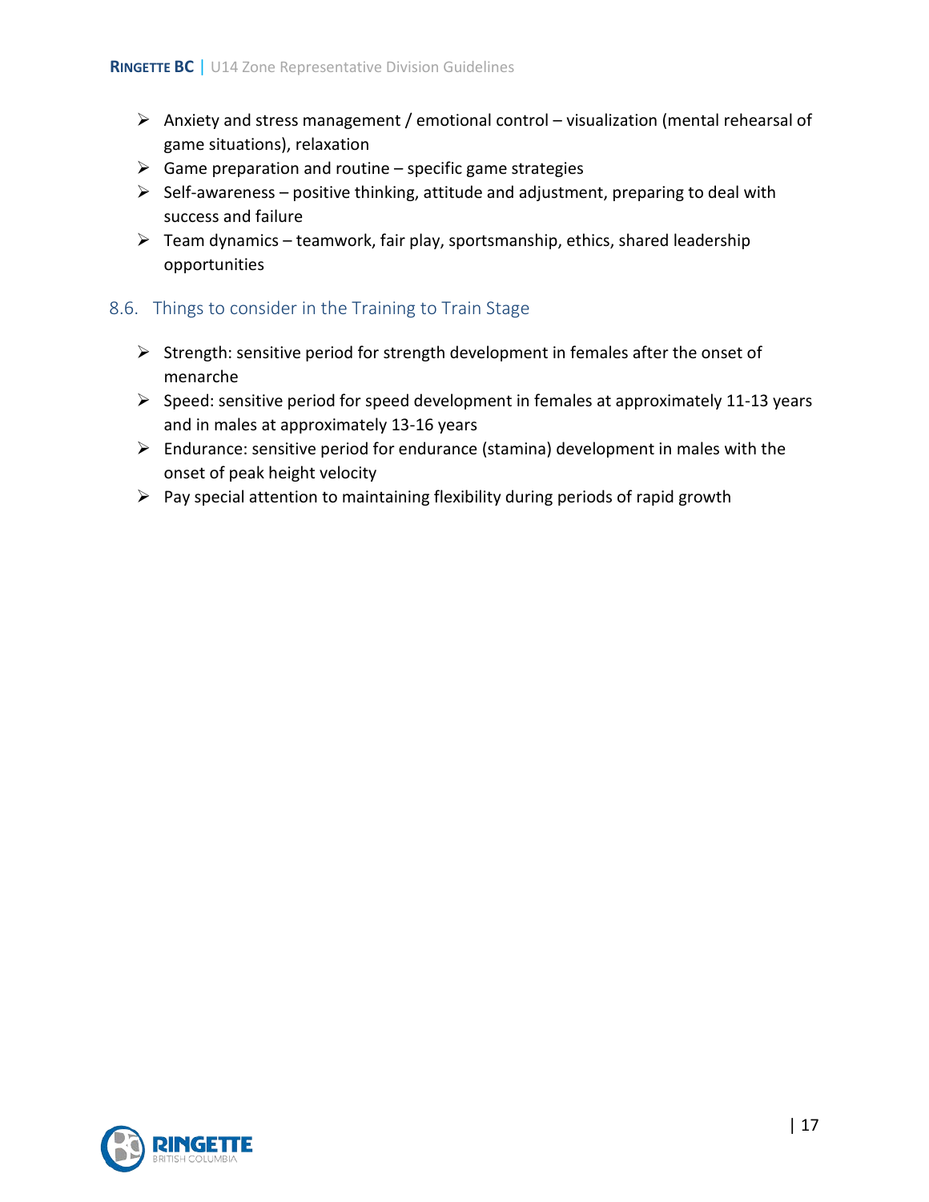- Anxiety and stress management / emotional control – visualization (mental rehearsal of game situations), relaxation
- Game preparation and routine – specific game strategies
- Self-awareness – positive thinking, attitude and adjustment, preparing to deal with success and failure
- Team dynamics – teamwork, fair play, sportsmanship, ethics, shared leadership opportunities

### 8.6. Things to consider in the Training to Train Stage

- Strength: sensitive period for strength development in females after the onset of menarche
- Speed: sensitive period for speed development in females at approximately 11-13 years and in males at approximately 13-16 years
- Endurance: sensitive period for endurance (stamina) development in males with the onset of peak height velocity
- Pay special attention to maintaining flexibility during periods of rapid growth